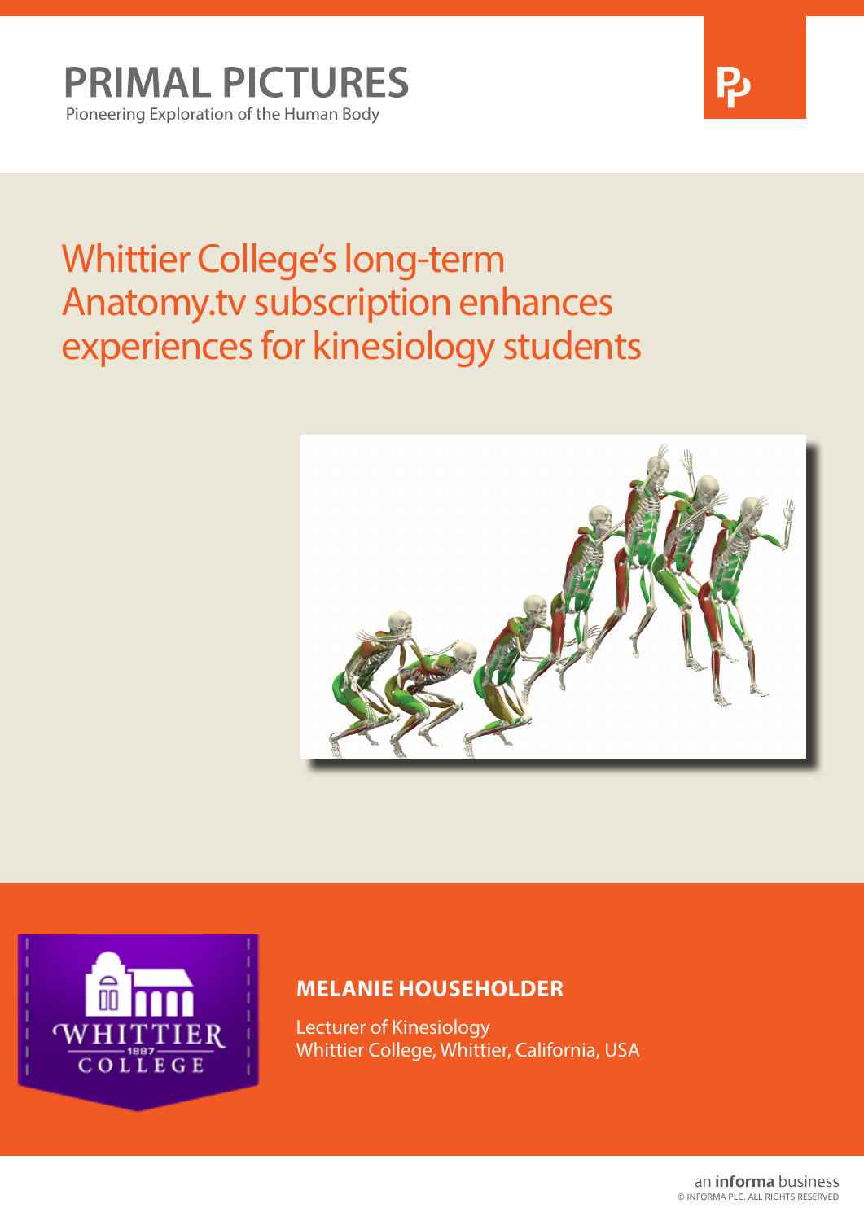PRIMAL PICTURES

Pioneering Exploration of the Human Body

# Whittier College's long-term Anatomy.tv subscription enhances experiences for kinesiology students

**MELANIE HOUSEHOLDER**

Lecturer of Kinesiology
Whittier College, Whittier, California, USA

an **informa** business
© INFORMA PLC. ALL RIGHTS RESERVED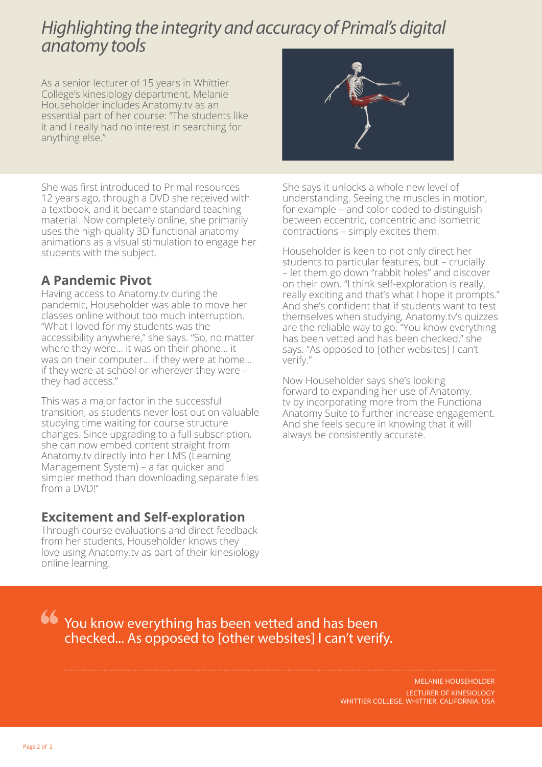# *Highlighting the integrity and accuracy of Primal's digital anatomy tools*

As a senior lecturer of 15 years in Whittier College's kinesiology department, Melanie Householder includes Anatomy.tv as an essential part of her course: "The students like it and I really had no interest in searching for anything else."

She was first introduced to Primal resources 12 years ago, through a DVD she received with a textbook, and it became standard teaching material. Now completely online, she primarily uses the high-quality 3D functional anatomy animations as a visual stimulation to engage her students with the subject.

## A Pandemic Pivot

Having access to Anatomy.tv during the pandemic, Householder was able to move her classes online without too much interruption. "What I loved for my students was the accessibility anywhere," she says. "So, no matter where they were… it was on their phone… it was on their computer… if they were at home… if they were at school or wherever they were – they had access."

This was a major factor in the successful transition, as students never lost out on valuable studying time waiting for course structure changes. Since upgrading to a full subscription, she can now embed content straight from Anatomy.tv directly into her LMS (Learning Management System) – a far quicker and simpler method than downloading separate files from a DVD!"

## Excitement and Self-exploration

Through course evaluations and direct feedback from her students, Householder knows they love using Anatomy.tv as part of their kinesiology online learning.

She says it unlocks a whole new level of understanding. Seeing the muscles in motion, for example – and color coded to distinguish between eccentric, concentric and isometric contractions – simply excites them.

Householder is keen to not only direct her students to particular features, but – crucially – let them go down "rabbit holes" and discover on their own. "I think self-exploration is really, really exciting and that's what I hope it prompts." And she's confident that if students want to test themselves when studying, Anatomy.tv's quizzes are the reliable way to go. "You know everything has been vetted and has been checked," she says. "As opposed to [other websites] I can't verify."

Now Householder says she's looking forward to expanding her use of Anatomy.tv by incorporating more from the Functional Anatomy Suite to further increase engagement. And she feels secure in knowing that it will always be consistently accurate.

> " You know everything has been vetted and has been checked... As opposed to [other websites] I can't verify.

MELANIE HOUSEHOLDER

LECTURER OF KINESIOLOGY
WHITTIER COLLEGE, WHITTIER, CALIFORNIA, USA